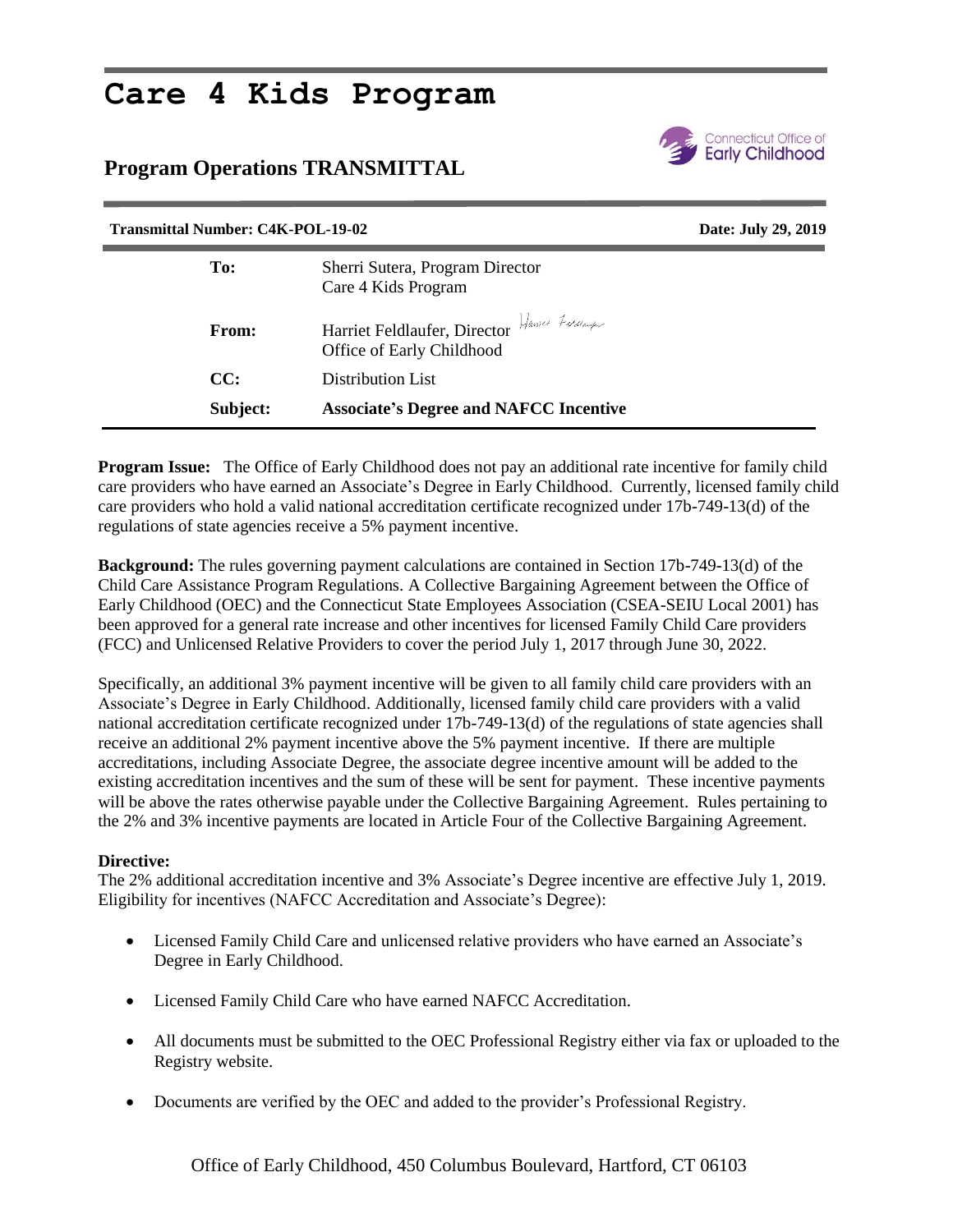# Care 4 Kids Program

## Program Operations TRANSMITTAL

Connecticut Office of Early Childhood

**Transmittal Number: C4K-POL-19-02** **Date: July 29, 2019**

| | |
|---|---|
| **To:** | Sherri Sutera, Program Director<br>Care 4 Kids Program |
| **From:** | Harriet Feldlaufer, Director<br>Office of Early Childhood |
| **CC:** | Distribution List |
| **Subject:** | **Associate's Degree and NAFCC Incentive** |

**Program Issue:** The Office of Early Childhood does not pay an additional rate incentive for family child care providers who have earned an Associate's Degree in Early Childhood. Currently, licensed family child care providers who hold a valid national accreditation certificate recognized under 17b-749-13(d) of the regulations of state agencies receive a 5% payment incentive.

**Background:** The rules governing payment calculations are contained in Section 17b-749-13(d) of the Child Care Assistance Program Regulations. A Collective Bargaining Agreement between the Office of Early Childhood (OEC) and the Connecticut State Employees Association (CSEA-SEIU Local 2001) has been approved for a general rate increase and other incentives for licensed Family Child Care providers (FCC) and Unlicensed Relative Providers to cover the period July 1, 2017 through June 30, 2022.

Specifically, an additional 3% payment incentive will be given to all family child care providers with an Associate's Degree in Early Childhood. Additionally, licensed family child care providers with a valid national accreditation certificate recognized under 17b-749-13(d) of the regulations of state agencies shall receive an additional 2% payment incentive above the 5% payment incentive. If there are multiple accreditations, including Associate Degree, the associate degree incentive amount will be added to the existing accreditation incentives and the sum of these will be sent for payment. These incentive payments will be above the rates otherwise payable under the Collective Bargaining Agreement. Rules pertaining to the 2% and 3% incentive payments are located in Article Four of the Collective Bargaining Agreement.

**Directive:**
The 2% additional accreditation incentive and 3% Associate's Degree incentive are effective July 1, 2019. Eligibility for incentives (NAFCC Accreditation and Associate's Degree):

- Licensed Family Child Care and unlicensed relative providers who have earned an Associate's Degree in Early Childhood.
- Licensed Family Child Care who have earned NAFCC Accreditation.
- All documents must be submitted to the OEC Professional Registry either via fax or uploaded to the Registry website.
- Documents are verified by the OEC and added to the provider's Professional Registry.

Office of Early Childhood, 450 Columbus Boulevard, Hartford, CT 06103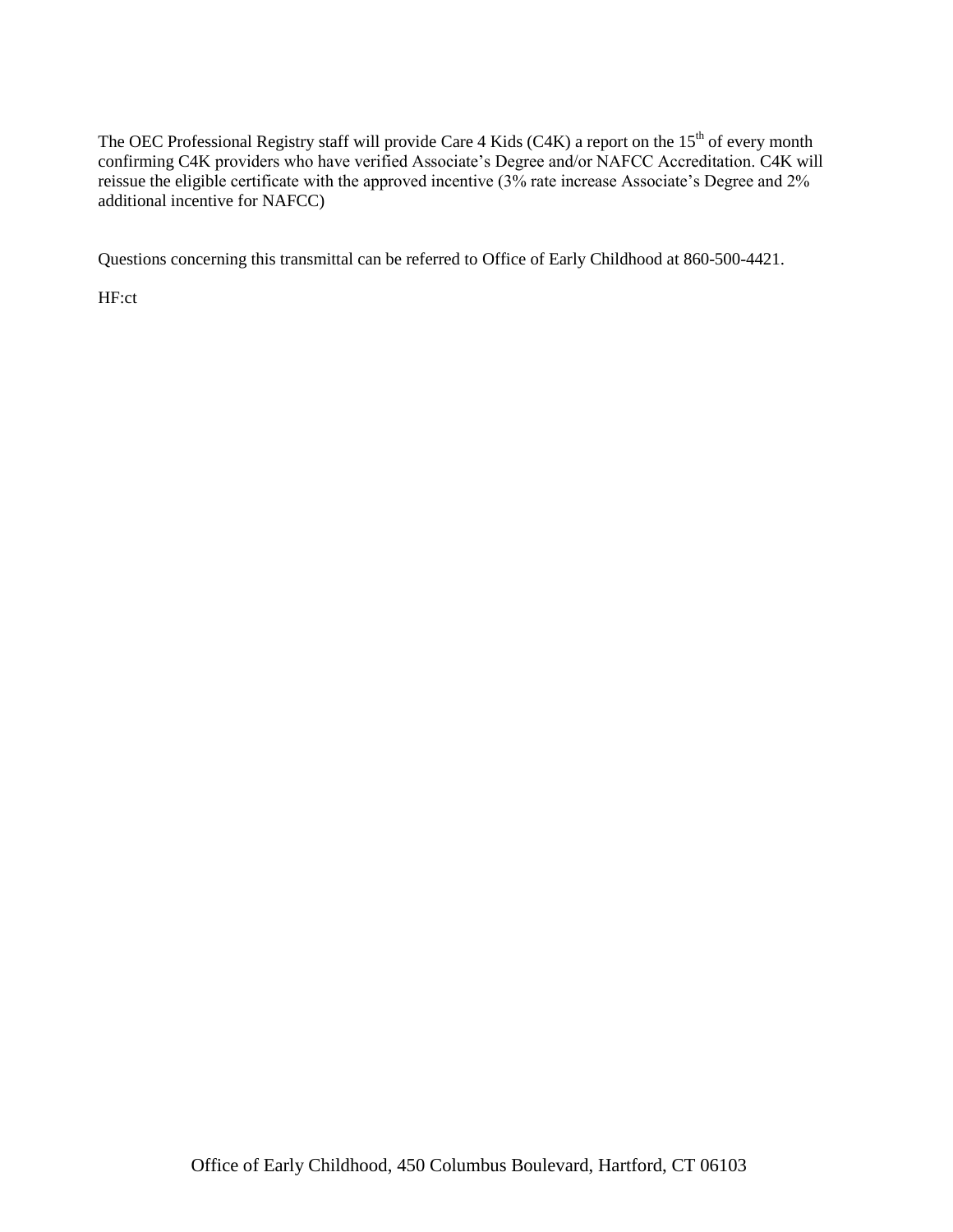The OEC Professional Registry staff will provide Care 4 Kids (C4K) a report on the 15th of every month confirming C4K providers who have verified Associate's Degree and/or NAFCC Accreditation. C4K will reissue the eligible certificate with the approved incentive (3% rate increase Associate's Degree and 2% additional incentive for NAFCC)

Questions concerning this transmittal can be referred to Office of Early Childhood at 860-500-4421.

HF:ct

Office of Early Childhood, 450 Columbus Boulevard, Hartford, CT 06103